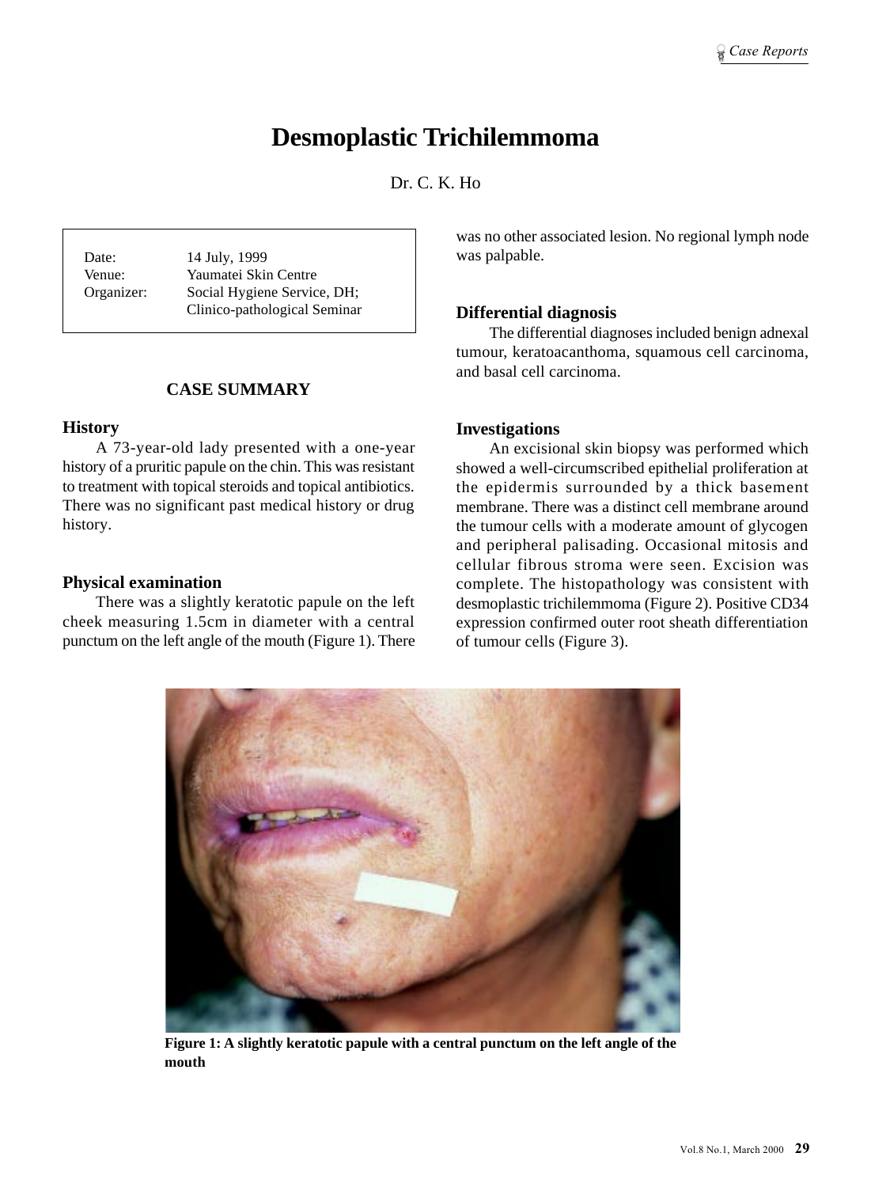# Desmoplastic Trichilemmoma

Dr. C. K. Ho

Date: 14 July, 1999
Venue: Yaumatei Skin Centre
Organizer: Social Hygiene Service, DH; Clinico-pathological Seminar

## CASE SUMMARY

### History

A 73-year-old lady presented with a one-year history of a pruritic papule on the chin. This was resistant to treatment with topical steroids and topical antibiotics. There was no significant past medical history or drug history.

### Physical examination

There was a slightly keratotic papule on the left cheek measuring 1.5cm in diameter with a central punctum on the left angle of the mouth (Figure 1). There was no other associated lesion. No regional lymph node was palpable.

### Differential diagnosis

The differential diagnoses included benign adnexal tumour, keratoacanthoma, squamous cell carcinoma, and basal cell carcinoma.

### Investigations

An excisional skin biopsy was performed which showed a well-circumscribed epithelial proliferation at the epidermis surrounded by a thick basement membrane. There was a distinct cell membrane around the tumour cells with a moderate amount of glycogen and peripheral palisading. Occasional mitosis and cellular fibrous stroma were seen. Excision was complete. The histopathology was consistent with desmoplastic trichilemmoma (Figure 2). Positive CD34 expression confirmed outer root sheath differentiation of tumour cells (Figure 3).

**Figure 1: A slightly keratotic papule with a central punctum on the left angle of the mouth**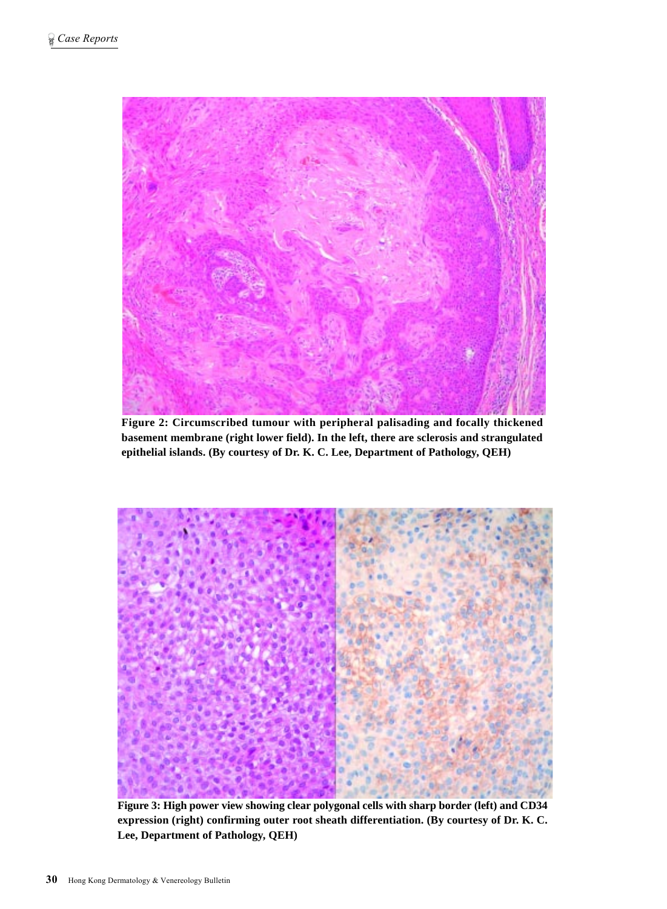Figure 2: Circumscribed tumour with peripheral palisading and focally thickened basement membrane (right lower field). In the left, there are sclerosis and strangulated epithelial islands. (By courtesy of Dr. K. C. Lee, Department of Pathology, QEH)

Figure 3: High power view showing clear polygonal cells with sharp border (left) and CD34 expression (right) confirming outer root sheath differentiation. (By courtesy of Dr. K. C. Lee, Department of Pathology, QEH)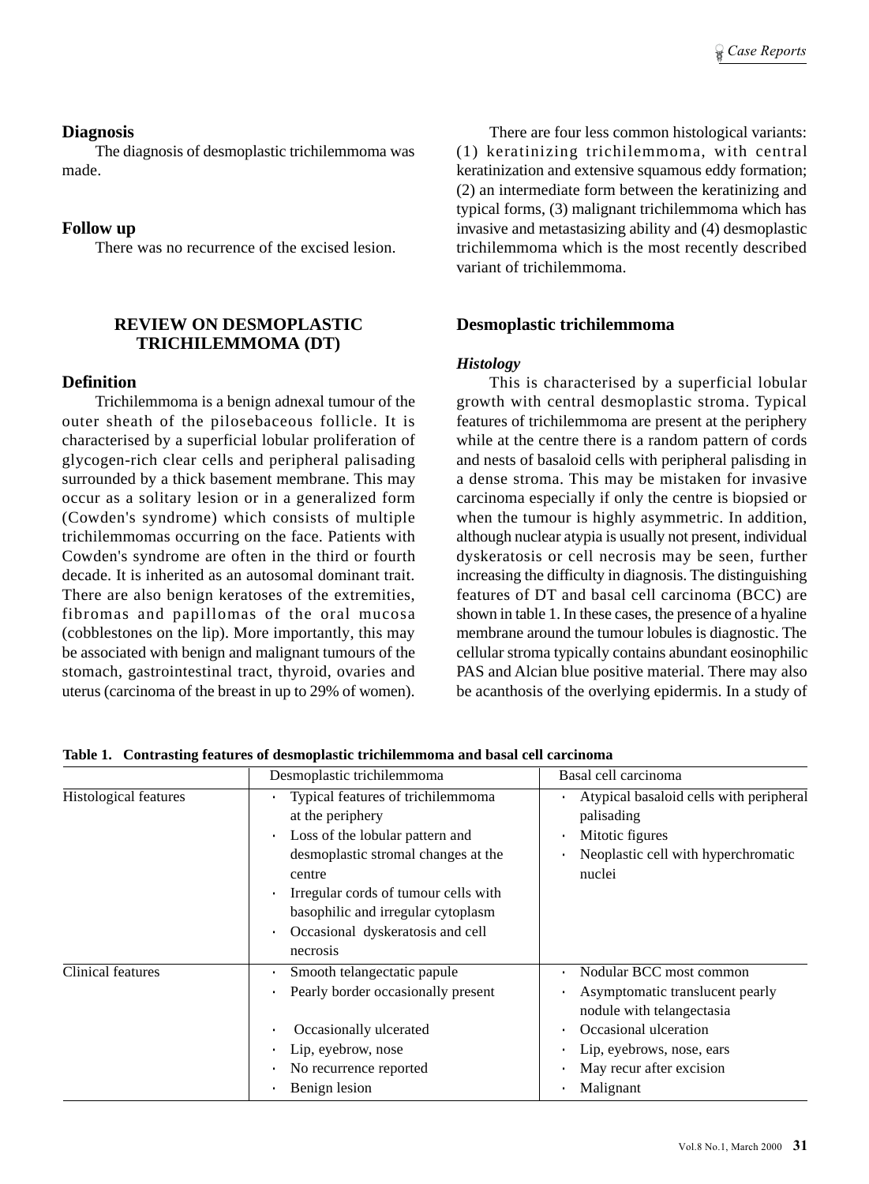## Diagnosis

The diagnosis of desmoplastic trichilemmoma was made.

## Follow up

There was no recurrence of the excised lesion.

## REVIEW ON DESMOPLASTIC TRICHILEMMOMA (DT)

## Definition

Trichilemmoma is a benign adnexal tumour of the outer sheath of the pilosebaceous follicle. It is characterised by a superficial lobular proliferation of glycogen-rich clear cells and peripheral palisading surrounded by a thick basement membrane. This may occur as a solitary lesion or in a generalized form (Cowden's syndrome) which consists of multiple trichilemmomas occurring on the face. Patients with Cowden's syndrome are often in the third or fourth decade. It is inherited as an autosomal dominant trait. There are also benign keratoses of the extremities, fibromas and papillomas of the oral mucosa (cobblestones on the lip). More importantly, this may be associated with benign and malignant tumours of the stomach, gastrointestinal tract, thyroid, ovaries and uterus (carcinoma of the breast in up to 29% of women).

There are four less common histological variants: (1) keratinizing trichilemmoma, with central keratinization and extensive squamous eddy formation; (2) an intermediate form between the keratinizing and typical forms, (3) malignant trichilemmoma which has invasive and metastasizing ability and (4) desmoplastic trichilemmoma which is the most recently described variant of trichilemmoma.

## Desmoplastic trichilemmoma

### *Histology*

This is characterised by a superficial lobular growth with central desmoplastic stroma. Typical features of trichilemmoma are present at the periphery while at the centre there is a random pattern of cords and nests of basaloid cells with peripheral palisding in a dense stroma. This may be mistaken for invasive carcinoma especially if only the centre is biopsied or when the tumour is highly asymmetric. In addition, although nuclear atypia is usually not present, individual dyskeratosis or cell necrosis may be seen, further increasing the difficulty in diagnosis. The distinguishing features of DT and basal cell carcinoma (BCC) are shown in table 1. In these cases, the presence of a hyaline membrane around the tumour lobules is diagnostic. The cellular stroma typically contains abundant eosinophilic PAS and Alcian blue positive material. There may also be acanthosis of the overlying epidermis. In a study of

**Table 1. Contrasting features of desmoplastic trichilemmoma and basal cell carcinoma**

| | Desmoplastic trichilemmoma | Basal cell carcinoma |
|---|---|---|
| Histological features | · Typical features of trichilemmoma at the periphery<br>· Loss of the lobular pattern and desmoplastic stromal changes at the centre<br>· Irregular cords of tumour cells with basophilic and irregular cytoplasm<br>· Occasional dyskeratosis and cell necrosis | · Atypical basaloid cells with peripheral palisading<br>· Mitotic figures<br>· Neoplastic cell with hyperchromatic nuclei |
| Clinical features | · Smooth telangectatic papule<br>· Pearly border occasionally present<br>· Occasionally ulcerated<br>· Lip, eyebrow, nose<br>· No recurrence reported<br>· Benign lesion | · Nodular BCC most common<br>· Asymptomatic translucent pearly nodule with telangectasia<br>· Occasional ulceration<br>· Lip, eyebrows, nose, ears<br>· May recur after excision<br>· Malignant |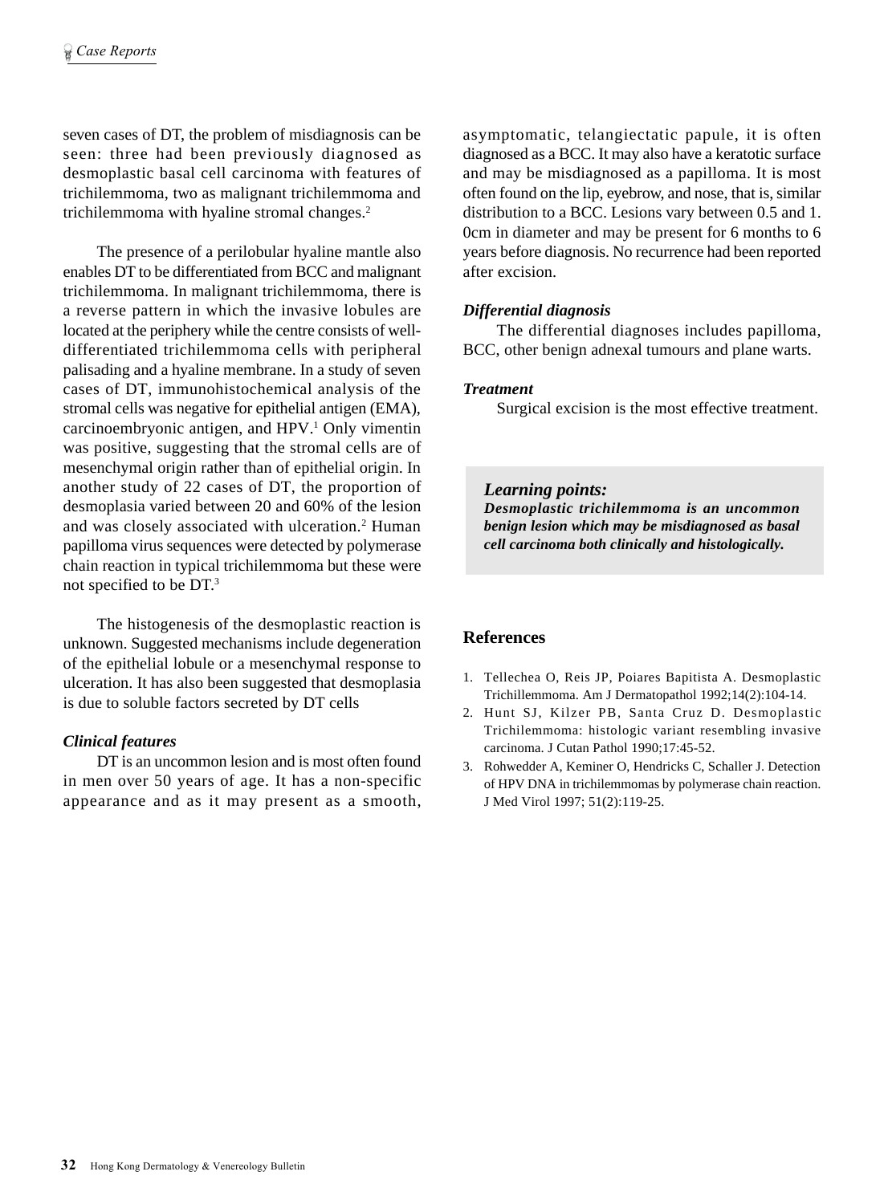seven cases of DT, the problem of misdiagnosis can be seen: three had been previously diagnosed as desmoplastic basal cell carcinoma with features of trichilemmoma, two as malignant trichilemmoma and trichilemmoma with hyaline stromal changes.[2]

The presence of a perilobular hyaline mantle also enables DT to be differentiated from BCC and malignant trichilemmoma. In malignant trichilemmoma, there is a reverse pattern in which the invasive lobules are located at the periphery while the centre consists of well-differentiated trichilemmoma cells with peripheral palisading and a hyaline membrane. In a study of seven cases of DT, immunohistochemical analysis of the stromal cells was negative for epithelial antigen (EMA), carcinoembryonic antigen, and HPV.[1] Only vimentin was positive, suggesting that the stromal cells are of mesenchymal origin rather than of epithelial origin. In another study of 22 cases of DT, the proportion of desmoplasia varied between 20 and 60% of the lesion and was closely associated with ulceration.[2] Human papilloma virus sequences were detected by polymerase chain reaction in typical trichilemmoma but these were not specified to be DT.[3]

The histogenesis of the desmoplastic reaction is unknown. Suggested mechanisms include degeneration of the epithelial lobule or a mesenchymal response to ulceration. It has also been suggested that desmoplasia is due to soluble factors secreted by DT cells

### *Clinical features*

DT is an uncommon lesion and is most often found in men over 50 years of age. It has a non-specific appearance and as it may present as a smooth, asymptomatic, telangiectatic papule, it is often diagnosed as a BCC. It may also have a keratotic surface and may be misdiagnosed as a papilloma. It is most often found on the lip, eyebrow, and nose, that is, similar distribution to a BCC. Lesions vary between 0.5 and 1.0cm in diameter and may be present for 6 months to 6 years before diagnosis. No recurrence had been reported after excision.

### *Differential diagnosis*

The differential diagnoses includes papilloma, BCC, other benign adnexal tumours and plane warts.

### *Treatment*

Surgical excision is the most effective treatment.

> ***Learning points:***
> ***Desmoplastic trichilemmoma is an uncommon benign lesion which may be misdiagnosed as basal cell carcinoma both clinically and histologically.***

## References

1. Tellechea O, Reis JP, Poiares Bapitista A. Desmoplastic Trichillemmoma. Am J Dermatopathol 1992;14(2):104-14.
2. Hunt SJ, Kilzer PB, Santa Cruz D. Desmoplastic Trichilemmoma: histologic variant resembling invasive carcinoma. J Cutan Pathol 1990;17:45-52.
3. Rohwedder A, Keminer O, Hendricks C, Schaller J. Detection of HPV DNA in trichilemmomas by polymerase chain reaction. J Med Virol 1997; 51(2):119-25.